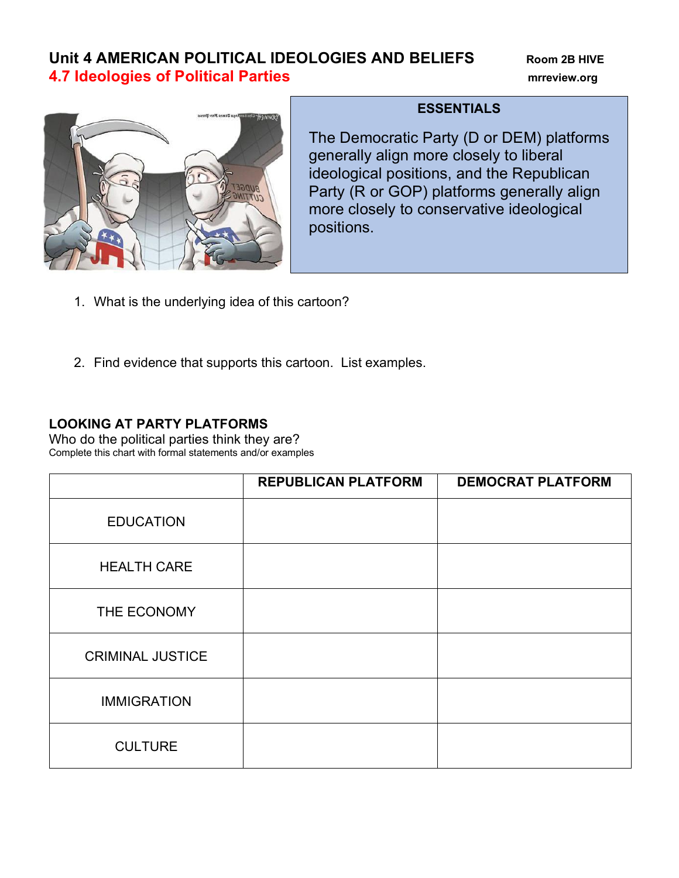# Unit 4 AMERICAN POLITICAL IDEOLOGIES AND BELIEFS

Room 2B HIVE

mrreview.org

## 4.7 Ideologies of Political Parties

### ESSENTIALS

The Democratic Party (D or DEM) platforms generally align more closely to liberal ideological positions, and the Republican Party (R or GOP) platforms generally align more closely to conservative ideological positions.

1. What is the underlying idea of this cartoon?

2. Find evidence that supports this cartoon. List examples.

### LOOKING AT PARTY PLATFORMS

Who do the political parties think they are?

Complete this chart with formal statements and/or examples

| | REPUBLICAN PLATFORM | DEMOCRAT PLATFORM |
|---|---|---|
| EDUCATION | | |
| HEALTH CARE | | |
| THE ECONOMY | | |
| CRIMINAL JUSTICE | | |
| IMMIGRATION | | |
| CULTURE | | |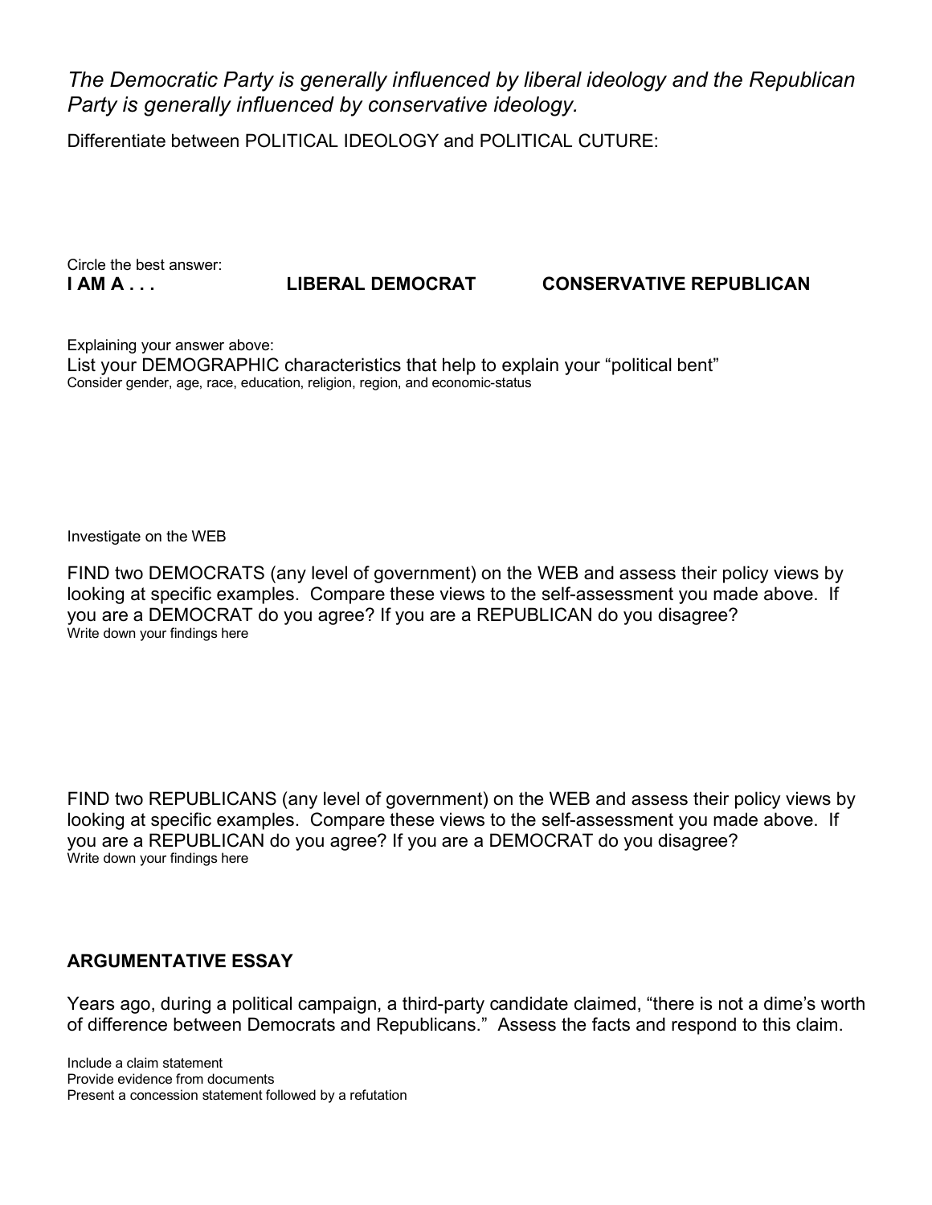*The Democratic Party is generally influenced by liberal ideology and the Republican Party is generally influenced by conservative ideology.*

Differentiate between POLITICAL IDEOLOGY and POLITICAL CUTURE:

Circle the best answer:

**I AM A . . .** **LIBERAL DEMOCRAT** **CONSERVATIVE REPUBLICAN**

Explaining your answer above:

List your DEMOGRAPHIC characteristics that help to explain your "political bent"

Consider gender, age, race, education, religion, region, and economic-status

Investigate on the WEB

FIND two DEMOCRATS (any level of government) on the WEB and assess their policy views by looking at specific examples. Compare these views to the self-assessment you made above. If you are a DEMOCRAT do you agree? If you are a REPUBLICAN do you disagree?

Write down your findings here

FIND two REPUBLICANS (any level of government) on the WEB and assess their policy views by looking at specific examples. Compare these views to the self-assessment you made above. If you are a REPUBLICAN do you agree? If you are a DEMOCRAT do you disagree?

Write down your findings here

**ARGUMENTATIVE ESSAY**

Years ago, during a political campaign, a third-party candidate claimed, "there is not a dime's worth of difference between Democrats and Republicans." Assess the facts and respond to this claim.

Include a claim statement

Provide evidence from documents

Present a concession statement followed by a refutation